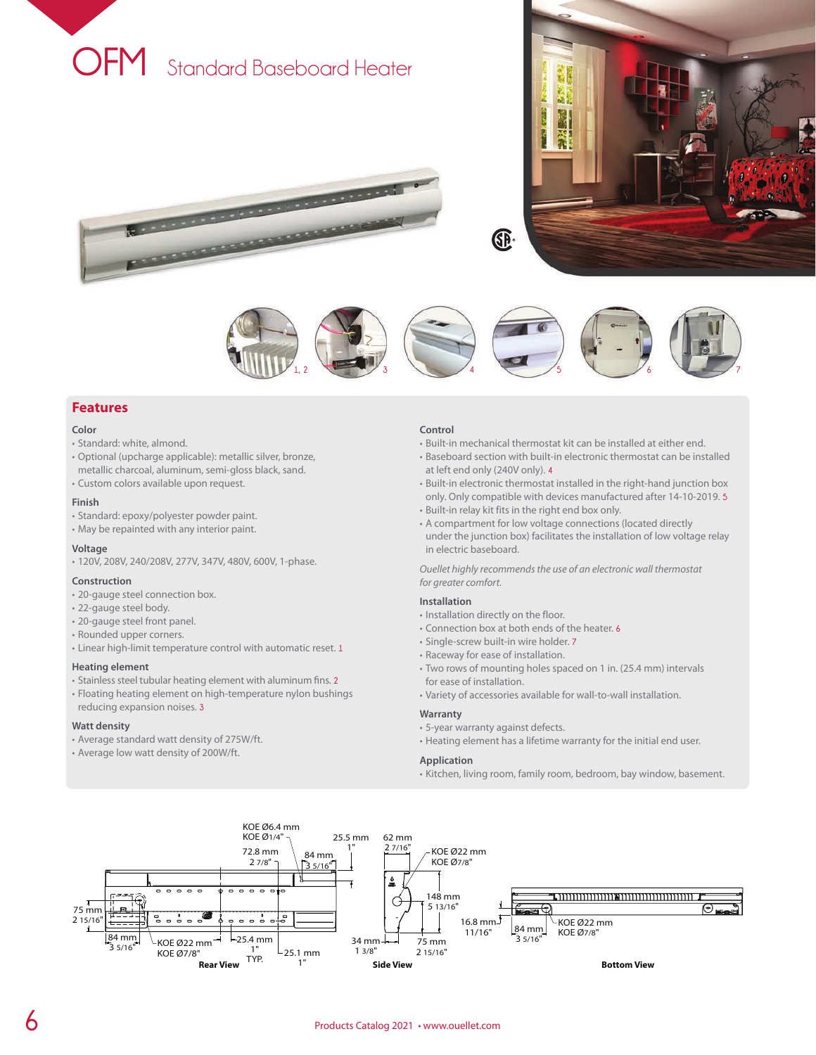# OFM Standard Baseboard Heater

1, 2 | 3 | 4 | 5 | 6 | 7

## Features

### Color
- Standard: white, almond.
- Optional (upcharge applicable): metallic silver, bronze, metallic charcoal, aluminum, semi-gloss black, sand.
- Custom colors available upon request.

### Finish
- Standard: epoxy/polyester powder paint.
- May be repainted with any interior paint.

### Voltage
- 120V, 208V, 240/208V, 277V, 347V, 480V, 600V, 1-phase.

### Construction
- 20-gauge steel connection box.
- 22-gauge steel body.
- 20-gauge steel front panel.
- Rounded upper corners.
- Linear high-limit temperature control with automatic reset. 1

### Heating element
- Stainless steel tubular heating element with aluminum fins. 2
- Floating heating element on high-temperature nylon bushings reducing expansion noises. 3

### Watt density
- Average standard watt density of 275W/ft.
- Average low watt density of 200W/ft.

### Control
- Built-in mechanical thermostat kit can be installed at either end.
- Baseboard section with built-in electronic thermostat can be installed at left end only (240V only). 4
- Built-in electronic thermostat installed in the right-hand junction box only. Only compatible with devices manufactured after 14-10-2019. 5
- Built-in relay kit fits in the right end box only.
- A compartment for low voltage connections (located directly under the junction box) facilitates the installation of low voltage relay in electric baseboard.

*Ouellet highly recommends the use of an electronic wall thermostat for greater comfort.*

### Installation
- Installation directly on the floor.
- Connection box at both ends of the heater. 6
- Single-screw built-in wire holder. 7
- Raceway for ease of installation.
- Two rows of mounting holes spaced on 1 in. (25.4 mm) intervals for ease of installation.
- Variety of accessories available for wall-to-wall installation.

### Warranty
- 5-year warranty against defects.
- Heating element has a lifetime warranty for the initial end user.

### Application
- Kitchen, living room, family room, bedroom, bay window, basement.

KOE Ø6.4 mm KOE Ø1/4" · 72.8 mm 2 7/8" · 84 mm 3 5/16" · 25.5 mm 1" · 75 mm 2 15/16" · 84 mm 3 5/16" · KOE Ø22 mm KOE Ø7/8" · 25.4 mm 1" TYP. · 25.1 mm 1"

**Rear View**

62 mm 2 7/16" · KOE Ø22 mm KOE Ø7/8" · 148 mm 5 13/16" · 16.8 mm 11/16" · 34 mm 1 3/8" · 75 mm 2 15/16"

**Side View**

84 mm 3 5/16" · KOE Ø22 mm KOE Ø7/8"

**Bottom View**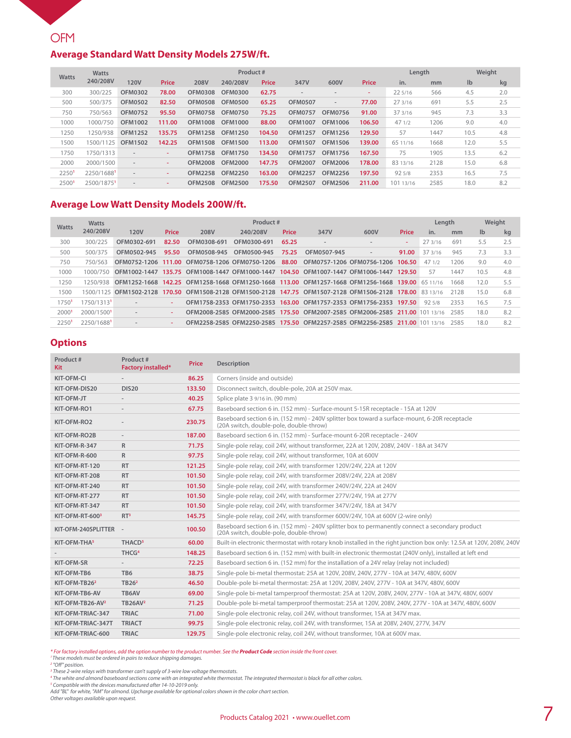## OFM

### Average Standard Watt Density Models 275W/ft.

| Watts | Watts 240/208V | Product # | | | | | | | | Length | | Weight | |
|---|---|---|---|---|---|---|---|---|---|---|---|---|---|
| | | 120V | Price | 208V | 240/208V | Price | 347V | 600V | Price | in. | mm | lb | kg |
| 300 | 300/225 | OFM0302 | 78.00 | OFM0308 | OFM0300 | 62.75 | - | - | - | 22 5/16 | 566 | 4.5 | 2.0 |
| 500 | 500/375 | OFM0502 | 82.50 | OFM0508 | OFM0500 | 65.25 | OFM0507 | - | 77.00 | 27 3/16 | 691 | 5.5 | 2.5 |
| 750 | 750/563 | OFM0752 | 95.50 | OFM0758 | OFM0750 | 75.25 | OFM0757 | OFM0756 | 91.00 | 37 3/16 | 945 | 7.3 | 3.3 |
| 1000 | 1000/750 | OFM1002 | 111.00 | OFM1008 | OFM1000 | 88.00 | OFM1007 | OFM1006 | 106.50 | 47 1/2 | 1206 | 9.0 | 4.0 |
| 1250 | 1250/938 | OFM1252 | 135.75 | OFM1258 | OFM1250 | 104.50 | OFM1257 | OFM1256 | 129.50 | 57 | 1447 | 10.5 | 4.8 |
| 1500 | 1500/1125 | OFM1502 | 142.25 | OFM1508 | OFM1500 | 113.00 | OFM1507 | OFM1506 | 139.00 | 65 11/16 | 1668 | 12.0 | 5.5 |
| 1750 | 1750/1313 | - | - | OFM1758 | OFM1750 | 134.50 | OFM1757 | OFM1756 | 167.50 | 75 | 1905 | 13.5 | 6.2 |
| 2000 | 2000/1500 | - | - | OFM2008 | OFM2000 | 147.75 | OFM2007 | OFM2006 | 178.00 | 83 13/16 | 2128 | 15.0 | 6.8 |
| 2250[1] | 2250/1688[1] | - | - | OFM2258 | OFM2250 | 163.00 | OFM2257 | OFM2256 | 197.50 | 92 5/8 | 2353 | 16.5 | 7.5 |
| 2500[1] | 2500/1875[1] | - | - | OFM2508 | OFM2500 | 175.50 | OFM2507 | OFM2506 | 211.00 | 101 13/16 | 2585 | 18.0 | 8.2 |

### Average Low Watt Density Models 200W/ft.

| Watts | Watts 240/208V | Product # | | | | | | | | Length | | Weight | |
|---|---|---|---|---|---|---|---|---|---|---|---|---|---|
| | | 120V | Price | 208V | 240/208V | Price | 347V | 600V | Price | in. | mm | lb | kg |
| 300 | 300/225 | OFM0302-691 | 82.50 | OFM0308-691 | OFM0300-691 | 65.25 | - | - | - | 27 3/16 | 691 | 5.5 | 2.5 |
| 500 | 500/375 | OFM0502-945 | 95.50 | OFM0508-945 | OFM0500-945 | 75.25 | OFM0507-945 | - | 91.00 | 37 3/16 | 945 | 7.3 | 3.3 |
| 750 | 750/563 | OFM0752-1206 | 111.00 | OFM0758-1206 | OFM0750-1206 | 88.00 | OFM0757-1206 | OFM0756-1206 | 106.50 | 47 1/2 | 1206 | 9.0 | 4.0 |
| 1000 | 1000/750 | OFM1002-1447 | 135.75 | OFM1008-1447 | OFM1000-1447 | 104.50 | OFM1007-1447 | OFM1006-1447 | 129.50 | 57 | 1447 | 10.5 | 4.8 |
| 1250 | 1250/938 | OFM1252-1668 | 142.25 | OFM1258-1668 | OFM1250-1668 | 113.00 | OFM1257-1668 | OFM1256-1668 | 139.00 | 65 11/16 | 1668 | 12.0 | 5.5 |
| 1500 | 1500/1125 | OFM1502-2128 | 170.50 | OFM1508-2128 | OFM1500-2128 | 147.75 | OFM1507-2128 | OFM1506-2128 | 178.00 | 83 13/16 | 2128 | 15.0 | 6.8 |
| 1750[1] | 1750/1313[1] | - | - | OFM1758-2353 | OFM1750-2353 | 163.00 | OFM1757-2353 | OFM1756-2353 | 197.50 | 92 5/8 | 2353 | 16.5 | 7.5 |
| 2000[1] | 2000/1500[1] | - | - | OFM2008-2585 | OFM2000-2585 | 175.50 | OFM2007-2585 | OFM2006-2585 | 211.00 | 101 13/16 | 2585 | 18.0 | 8.2 |
| 2250[1] | 2250/1688[1] | - | - | OFM2258-2585 | OFM2250-2585 | 175.50 | OFM2257-2585 | OFM2256-2585 | 211.00 | 101 13/16 | 2585 | 18.0 | 8.2 |

### Options

| Product # Kit | Product # Factory installed* | Price | Description |
|---|---|---|---|
| KIT-OFM-CI | - | 86.25 | Corners (inside and outside) |
| KIT-OFM-DIS20 | DIS20 | 133.50 | Disconnect switch, double-pole, 20A at 250V max. |
| KIT-OFM-JT | - | 40.25 | Splice plate 3 9/16 in. (90 mm) |
| KIT-OFM-RO1 | - | 67.75 | Baseboard section 6 in. (152 mm) - Surface-mount 5-15R receptacle - 15A at 120V |
| KIT-OFM-RO2 | - | 230.75 | Baseboard section 6 in. (152 mm) - 240V splitter box toward a surface-mount, 6-20R receptacle (20A switch, double-pole, double-throw) |
| KIT-OFM-RO2B | - | 187.00 | Baseboard section 6 in. (152 mm) - Surface-mount 6-20R receptacle - 240V |
| KIT-OFM-R-347 | R | 71.75 | Single-pole relay, coil 24V, without transformer, 22A at 120V, 208V, 240V - 18A at 347V |
| KIT-OFM-R-600 | R | 97.75 | Single-pole relay, coil 24V, without transformer, 10A at 600V |
| KIT-OFM-RT-120 | RT | 121.25 | Single-pole relay, coil 24V, with transformer 120V/24V, 22A at 120V |
| KIT-OFM-RT-208 | RT | 101.50 | Single-pole relay, coil 24V, with transformer 208V/24V, 22A at 208V |
| KIT-OFM-RT-240 | RT | 101.50 | Single-pole relay, coil 24V, with transformer 240V/24V, 22A at 240V |
| KIT-OFM-RT-277 | RT | 101.50 | Single-pole relay, coil 24V, with transformer 277V/24V, 19A at 277V |
| KIT-OFM-RT-347 | RT | 101.50 | Single-pole relay, coil 24V, with transformer 347V/24V, 18A at 347V |
| KIT-OFM-RT-600[3] | RT[3] | 145.75 | Single-pole relay, coil 24V, with transformer 600V/24V, 10A at 600V (2-wire only) |
| KIT-OFM-240SPLITTER | - | 100.50 | Baseboard section 6 in. (152 mm) - 240V splitter box to permanently connect a secondary product (20A switch, double-pole, double-throw) |
| KIT-OFM-THA[5] | THACD[5] | 60.00 | Built-in electronic thermostat with rotary knob installed in the right junction box only: 12.5A at 120V, 208V, 240V |
| - | THCG[4] | 148.25 | Baseboard section 6 in. (152 mm) with built-in electronic thermostat (240V only), installed at left end |
| KIT-OFM-SR | - | 72.25 | Baseboard section 6 in. (152 mm) for the installation of a 24V relay (relay not included) |
| KIT-OFM-TB6 | TB6 | 38.75 | Single-pole bi-metal thermostat: 25A at 120V, 208V, 240V, 277V - 10A at 347V, 480V, 600V |
| KIT-OFM-TB26[2] | TB26[2] | 46.50 | Double-pole bi-metal thermostat: 25A at 120V, 208V, 240V, 277V - 10A at 347V, 480V, 600V |
| KIT-OFM-TB6-AV | TB6AV | 69.00 | Single-pole bi-metal tamperproof thermostat: 25A at 120V, 208V, 240V, 277V - 10A at 347V, 480V, 600V |
| KIT-OFM-TB26-AV[2] | TB26AV[2] | 71.25 | Double-pole bi-metal tamperproof thermostat: 25A at 120V, 208V, 240V, 277V - 10A at 347V, 480V, 600V |
| KIT-OFM-TRIAC-347 | TRIAC | 71.00 | Single-pole electronic relay, coil 24V, without transformer, 15A at 347V max. |
| KIT-OFM-TRIAC-347T | TRIACT | 99.75 | Single-pole electronic relay, coil 24V, with transformer, 15A at 208V, 240V, 277V, 347V |
| KIT-OFM-TRIAC-600 | TRIAC | 129.75 | Single-pole electronic relay, coil 24V, without transformer, 10A at 600V max. |

*\* For factory installed options, add the option number to the product number. See the **Product Code** section inside the front cover.*
*[1] These models must be ordered in pairs to reduce shipping damages.*
*[2] "Off" position.*
*[3] These 2-wire relays with transformer can't supply of 3-wire low voltage thermostats.*
*[4] The white and almond baseboard sections come with an integrated white thermostat. The integrated thermostat is black for all other colors.*
*[5] Compatible with the devices manufactured after 14-10-2019 only.*
*Add "BL" for white, "AM" for almond. Upcharge available for optional colors shown in the color chart section.*
*Other voltages available upon request.*